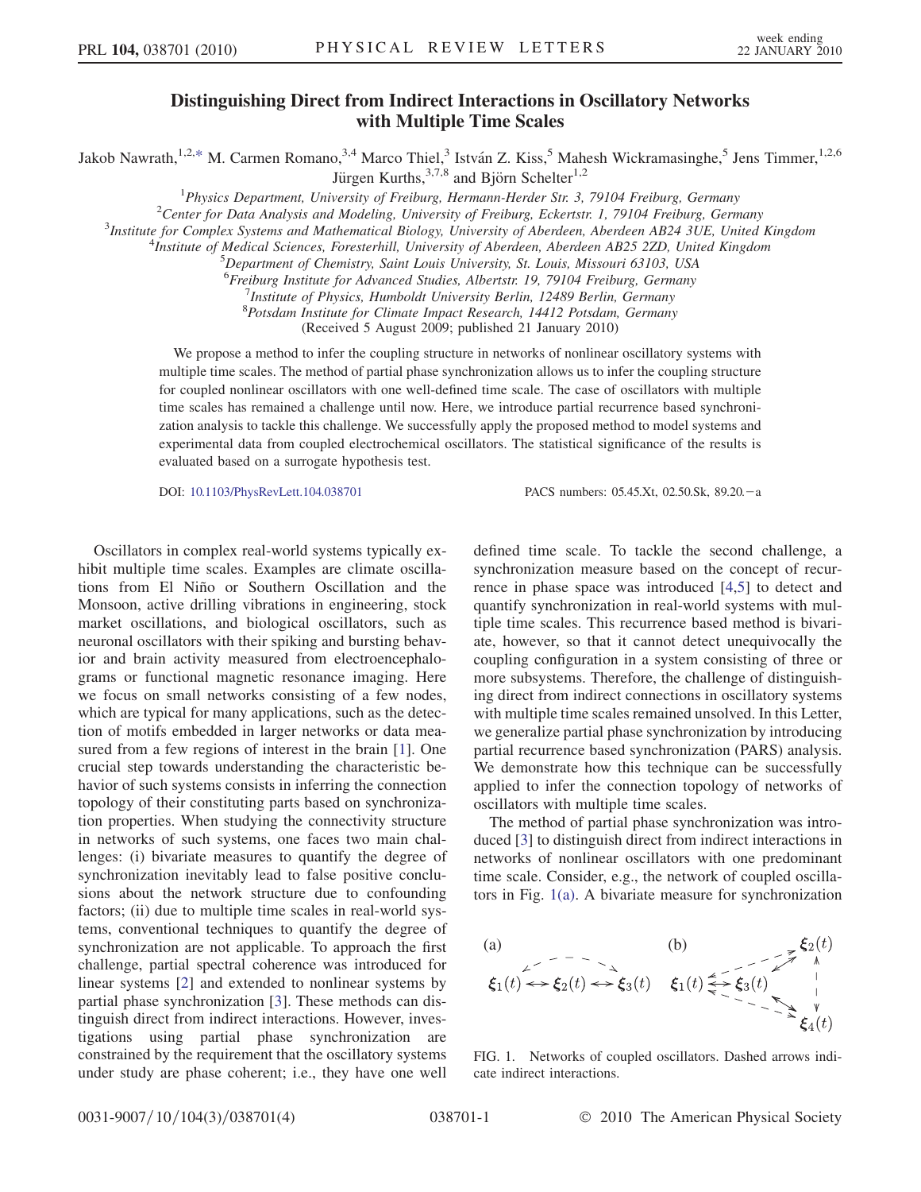# Distinguishing Direct from Indirect Interactions in Oscillatory Networks with Multiple Time Scales

Jakob Nawrath,[1,2,*] M. Carmen Romano,[3,4] Marco Thiel,[3] István Z. Kiss,[5] Mahesh Wickramasinghe,[5] Jens Timmer,[1,2,6] Jürgen Kurths,[3,7,8] and Björn Schelter[1,2]

[1]Physics Department, University of Freiburg, Hermann-Herder Str. 3, 79104 Freiburg, Germany
[2]Center for Data Analysis and Modeling, University of Freiburg, Eckertstr. 1, 79104 Freiburg, Germany
[3]Institute for Complex Systems and Mathematical Biology, University of Aberdeen, Aberdeen AB24 3UE, United Kingdom
[4]Institute of Medical Sciences, Foresterhill, University of Aberdeen, Aberdeen AB25 2ZD, United Kingdom
[5]Department of Chemistry, Saint Louis University, St. Louis, Missouri 63103, USA
[6]Freiburg Institute for Advanced Studies, Albertstr. 19, 79104 Freiburg, Germany
[7]Institute of Physics, Humboldt University Berlin, 12489 Berlin, Germany
[8]Potsdam Institute for Climate Impact Research, 14412 Potsdam, Germany

(Received 5 August 2009; published 21 January 2010)

We propose a method to infer the coupling structure in networks of nonlinear oscillatory systems with multiple time scales. The method of partial phase synchronization allows us to infer the coupling structure for coupled nonlinear oscillators with one well-defined time scale. The case of oscillators with multiple time scales has remained a challenge until now. Here, we introduce partial recurrence based synchronization analysis to tackle this challenge. We successfully apply the proposed method to model systems and experimental data from coupled electrochemical oscillators. The statistical significance of the results is evaluated based on a surrogate hypothesis test.

DOI: 10.1103/PhysRevLett.104.038701 PACS numbers: 05.45.Xt, 02.50.Sk, 89.20.−a

Oscillators in complex real-world systems typically exhibit multiple time scales. Examples are climate oscillations from El Niño or Southern Oscillation and the Monsoon, active drilling vibrations in engineering, stock market oscillations, and biological oscillators, such as neuronal oscillators with their spiking and bursting behavior and brain activity measured from electroencephalograms or functional magnetic resonance imaging. Here we focus on small networks consisting of a few nodes, which are typical for many applications, such as the detection of motifs embedded in larger networks or data measured from a few regions of interest in the brain [1]. One crucial step towards understanding the characteristic behavior of such systems consists in inferring the connection topology of their constituting parts based on synchronization properties. When studying the connectivity structure in networks of such systems, one faces two main challenges: (i) bivariate measures to quantify the degree of synchronization inevitably lead to false positive conclusions about the network structure due to confounding factors; (ii) due to multiple time scales in real-world systems, conventional techniques to quantify the degree of synchronization are not applicable. To approach the first challenge, partial spectral coherence was introduced for linear systems [2] and extended to nonlinear systems by partial phase synchronization [3]. These methods can distinguish direct from indirect interactions. However, investigations using partial phase synchronization are constrained by the requirement that the oscillatory systems under study are phase coherent; i.e., they have one well defined time scale. To tackle the second challenge, a synchronization measure based on the concept of recurrence in phase space was introduced [4,5] to detect and quantify synchronization in real-world systems with multiple time scales. This recurrence based method is bivariate, however, so that it cannot detect unequivocally the coupling configuration in a system consisting of three or more subsystems. Therefore, the challenge of distinguishing direct from indirect connections in oscillatory systems with multiple time scales remained unsolved. In this Letter, we generalize partial phase synchronization by introducing partial recurrence based synchronization (PARS) analysis. We demonstrate how this technique can be successfully applied to infer the connection topology of networks of oscillators with multiple time scales.

The method of partial phase synchronization was introduced [3] to distinguish direct from indirect interactions in networks of nonlinear oscillators with one predominant time scale. Consider, e.g., the network of coupled oscillators in Fig. 1(a). A bivariate measure for synchronization

(a) $\xi_1(t) \leftrightarrow \xi_2(t) \leftrightarrow \xi_3(t)$ (b) $\xi_1(t)$, $\xi_2(t)$, $\xi_3(t)$, $\xi_4(t)$

FIG. 1. Networks of coupled oscillators. Dashed arrows indicate indirect interactions.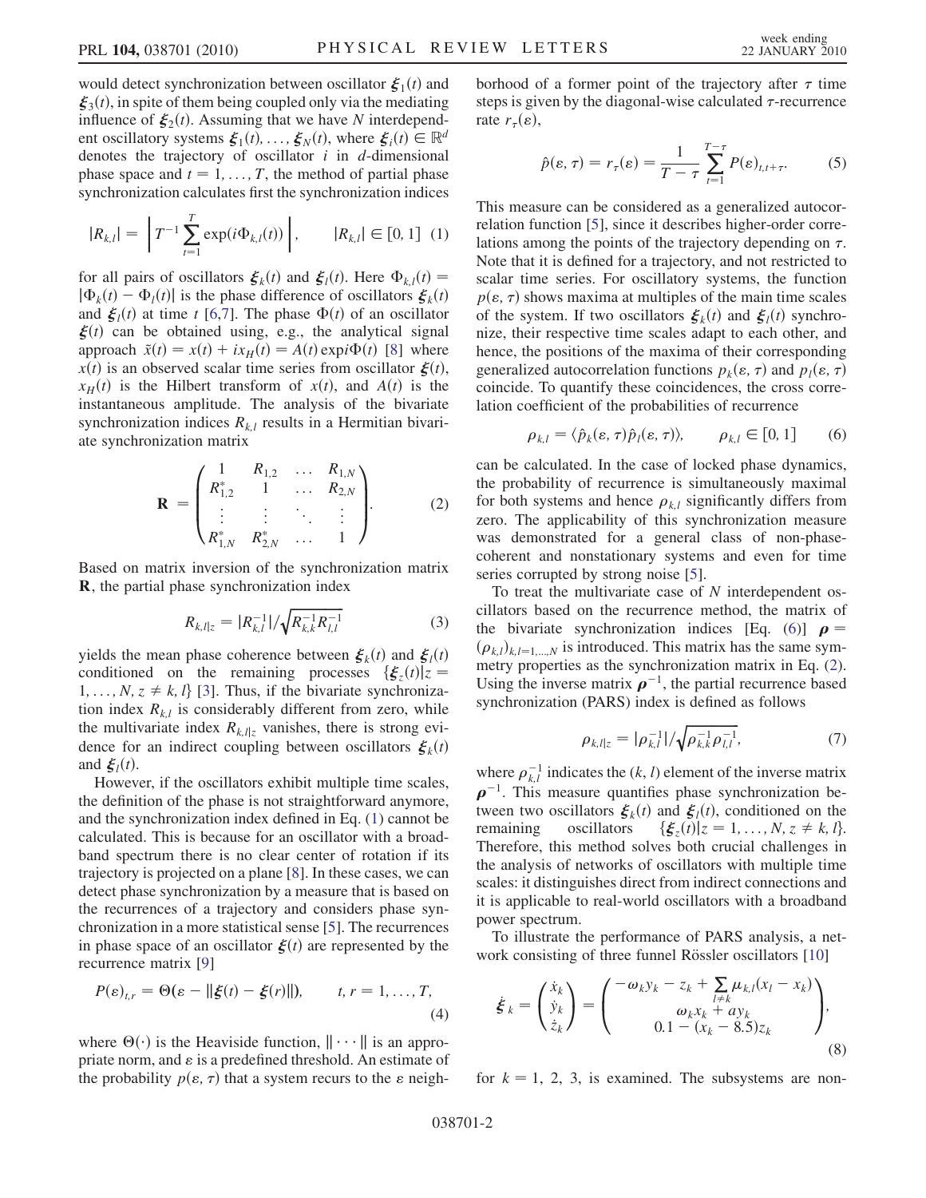would detect synchronization between oscillator $\boldsymbol{\xi}_1(t)$ and $\boldsymbol{\xi}_3(t)$, in spite of them being coupled only via the mediating influence of $\boldsymbol{\xi}_2(t)$. Assuming that we have $N$ interdependent oscillatory systems $\boldsymbol{\xi}_1(t), \ldots, \boldsymbol{\xi}_N(t)$, where $\boldsymbol{\xi}_i(t) \in \mathbb{R}^d$ denotes the trajectory of oscillator $i$ in $d$-dimensional phase space and $t = 1, \ldots, T$, the method of partial phase synchronization calculates first the synchronization indices

$$|R_{k,l}| = \left| T^{-1} \sum_{t=1}^{T} \exp(i\Phi_{k,l}(t)) \right|, \qquad |R_{k,l}| \in [0, 1] \quad (1)$$

for all pairs of oscillators $\boldsymbol{\xi}_k(t)$ and $\boldsymbol{\xi}_l(t)$. Here $\Phi_{k,l}(t) = |\Phi_k(t) - \Phi_l(t)|$ is the phase difference of oscillators $\boldsymbol{\xi}_k(t)$ and $\boldsymbol{\xi}_l(t)$ at time $t$ [6,7]. The phase $\Phi(t)$ of an oscillator $\boldsymbol{\xi}(t)$ can be obtained using, e.g., the analytical signal approach $\tilde{x}(t) = x(t) + ix_H(t) = A(t)\exp i\Phi(t)$ [8] where $x(t)$ is an observed scalar time series from oscillator $\boldsymbol{\xi}(t)$, $x_H(t)$ is the Hilbert transform of $x(t)$, and $A(t)$ is the instantaneous amplitude. The analysis of the bivariate synchronization indices $R_{k,l}$ results in a Hermitian bivariate synchronization matrix

$$\mathbf{R} = \begin{pmatrix} 1 & R_{1,2} & \ldots & R_{1,N} \\ R_{1,2}^* & 1 & \ldots & R_{2,N} \\ \vdots & \vdots & \ddots & \vdots \\ R_{1,N}^* & R_{2,N}^* & \ldots & 1 \end{pmatrix}. \quad (2)$$

Based on matrix inversion of the synchronization matrix $\mathbf{R}$, the partial phase synchronization index

$$R_{k,l|z} = |R_{k,l}^{-1}| / \sqrt{R_{k,k}^{-1} R_{l,l}^{-1}} \quad (3)$$

yields the mean phase coherence between $\boldsymbol{\xi}_k(t)$ and $\boldsymbol{\xi}_l(t)$ conditioned on the remaining processes $\{\boldsymbol{\xi}_z(t) | z = 1, \ldots, N, z \neq k, l\}$ [3]. Thus, if the bivariate synchronization index $R_{k,l}$ is considerably different from zero, while the multivariate index $R_{k,l|z}$ vanishes, there is strong evidence for an indirect coupling between oscillators $\boldsymbol{\xi}_k(t)$ and $\boldsymbol{\xi}_l(t)$.

However, if the oscillators exhibit multiple time scales, the definition of the phase is not straightforward anymore, and the synchronization index defined in Eq. (1) cannot be calculated. This is because for an oscillator with a broadband spectrum there is no clear center of rotation if its trajectory is projected on a plane [8]. In these cases, we can detect phase synchronization by a measure that is based on the recurrences of a trajectory and considers phase synchronization in a more statistical sense [5]. The recurrences in phase space of an oscillator $\boldsymbol{\xi}(t)$ are represented by the recurrence matrix [9]

$$P(\varepsilon)_{t,r} = \Theta(\varepsilon - \|\boldsymbol{\xi}(t) - \boldsymbol{\xi}(r)\|), \qquad t, r = 1, \ldots, T, \quad (4)$$

where $\Theta(\cdot)$ is the Heaviside function, $\|\cdots\|$ is an appropriate norm, and $\varepsilon$ is a predefined threshold. An estimate of the probability $p(\varepsilon, \tau)$ that a system recurs to the $\varepsilon$ neighborhood of a former point of the trajectory after $\tau$ time steps is given by the diagonal-wise calculated $\tau$-recurrence rate $r_\tau(\varepsilon)$,

$$\hat{p}(\varepsilon, \tau) = r_\tau(\varepsilon) = \frac{1}{T - \tau} \sum_{t=1}^{T-\tau} P(\varepsilon)_{t,t+\tau}. \quad (5)$$

This measure can be considered as a generalized autocorrelation function [5], since it describes higher-order correlations among the points of the trajectory depending on $\tau$. Note that it is defined for a trajectory, and not restricted to scalar time series. For oscillatory systems, the function $p(\varepsilon, \tau)$ shows maxima at multiples of the main time scales of the system. If two oscillators $\boldsymbol{\xi}_k(t)$ and $\boldsymbol{\xi}_l(t)$ synchronize, their respective time scales adapt to each other, and hence, the positions of the maxima of their corresponding generalized autocorrelation functions $p_k(\varepsilon, \tau)$ and $p_l(\varepsilon, \tau)$ coincide. To quantify these coincidences, the cross correlation coefficient of the probabilities of recurrence

$$\rho_{k,l} = \langle \hat{p}_k(\varepsilon, \tau) \hat{p}_l(\varepsilon, \tau) \rangle, \qquad \rho_{k,l} \in [0, 1] \quad (6)$$

can be calculated. In the case of locked phase dynamics, the probability of recurrence is simultaneously maximal for both systems and hence $\rho_{k,l}$ significantly differs from zero. The applicability of this synchronization measure was demonstrated for a general class of non-phase-coherent and nonstationary systems and even for time series corrupted by strong noise [5].

To treat the multivariate case of $N$ interdependent oscillators based on the recurrence method, the matrix of the bivariate synchronization indices [Eq. (6)] $\boldsymbol{\rho} = (\rho_{k,l})_{k,l=1,\ldots,N}$ is introduced. This matrix has the same symmetry properties as the synchronization matrix in Eq. (2). Using the inverse matrix $\boldsymbol{\rho}^{-1}$, the partial recurrence based synchronization (PARS) index is defined as follows

$$\rho_{k,l|z} = |\rho_{k,l}^{-1}| / \sqrt{\rho_{k,k}^{-1} \rho_{l,l}^{-1}}, \quad (7)$$

where $\rho_{k,l}^{-1}$ indicates the $(k, l)$ element of the inverse matrix $\boldsymbol{\rho}^{-1}$. This measure quantifies phase synchronization between two oscillators $\boldsymbol{\xi}_k(t)$ and $\boldsymbol{\xi}_l(t)$, conditioned on the remaining oscillators $\{\boldsymbol{\xi}_z(t) | z = 1, \ldots, N, z \neq k, l\}$. Therefore, this method solves both crucial challenges in the analysis of networks of oscillators with multiple time scales: it distinguishes direct from indirect connections and it is applicable to real-world oscillators with a broadband power spectrum.

To illustrate the performance of PARS analysis, a network consisting of three funnel Rössler oscillators [10]

$$\dot{\boldsymbol{\xi}}_k = \begin{pmatrix} \dot{x}_k \\ \dot{y}_k \\ \dot{z}_k \end{pmatrix} = \begin{pmatrix} -\omega_k y_k - z_k + \sum_{l \neq k} \mu_{k,l}(x_l - x_k) \\ \omega_k x_k + a y_k \\ 0.1 - (x_k - 8.5) z_k \end{pmatrix}, \quad (8)$$

for $k = 1, 2, 3$, is examined. The subsystems are non-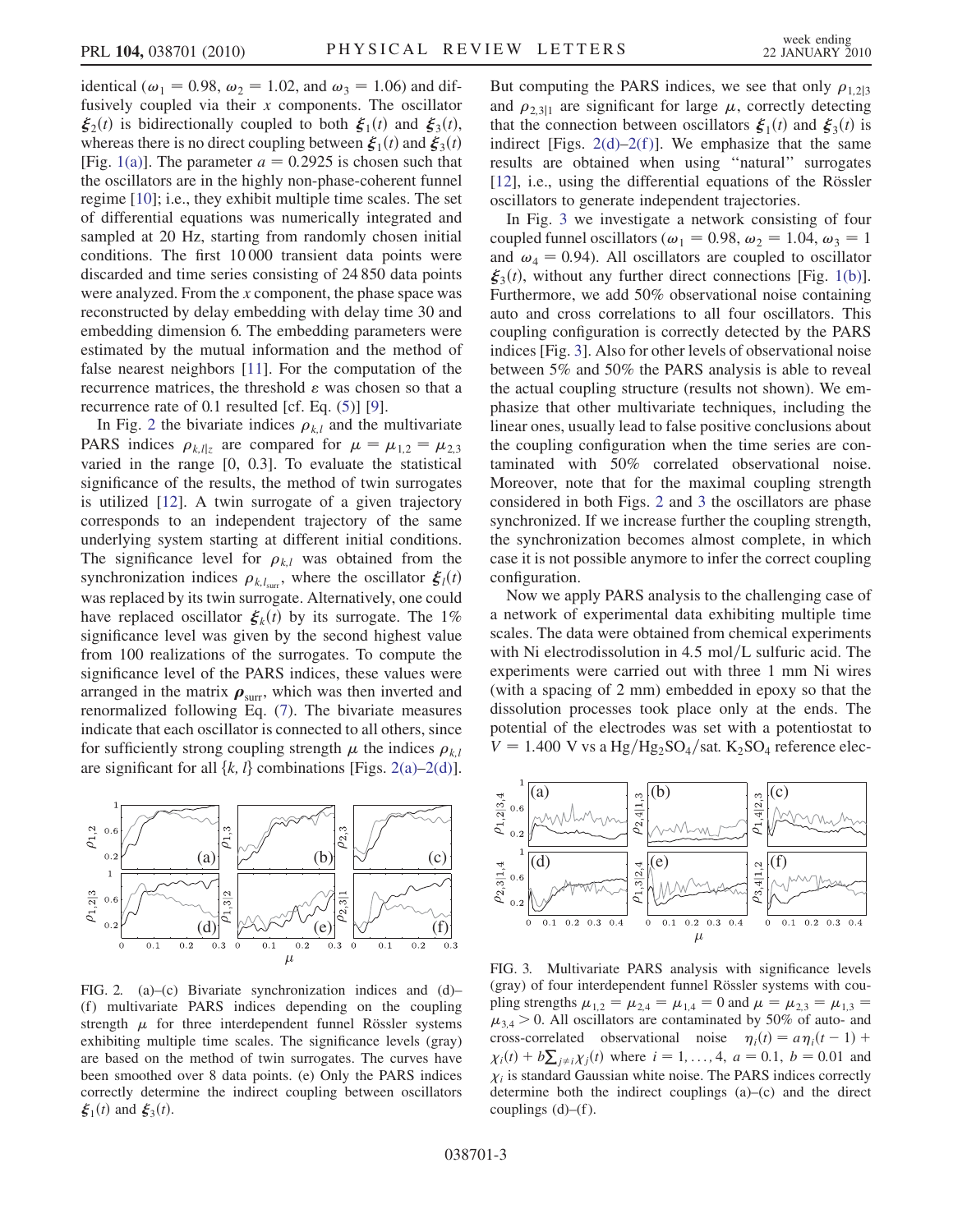identical ($\omega_1 = 0.98$, $\omega_2 = 1.02$, and $\omega_3 = 1.06$) and diffusively coupled via their $x$ components. The oscillator $\boldsymbol{\xi}_2(t)$ is bidirectionally coupled to both $\boldsymbol{\xi}_1(t)$ and $\boldsymbol{\xi}_3(t)$, whereas there is no direct coupling between $\boldsymbol{\xi}_1(t)$ and $\boldsymbol{\xi}_3(t)$ [Fig. 1(a)]. The parameter $a = 0.2925$ is chosen such that the oscillators are in the highly non-phase-coherent funnel regime [10]; i.e., they exhibit multiple time scales. The set of differential equations was numerically integrated and sampled at 20 Hz, starting from randomly chosen initial conditions. The first 10 000 transient data points were discarded and time series consisting of 24 850 data points were analyzed. From the $x$ component, the phase space was reconstructed by delay embedding with delay time 30 and embedding dimension 6. The embedding parameters were estimated by the mutual information and the method of false nearest neighbors [11]. For the computation of the recurrence matrices, the threshold $\varepsilon$ was chosen so that a recurrence rate of 0.1 resulted [cf. Eq. (5)] [9].

In Fig. 2 the bivariate indices $\rho_{k,l}$ and the multivariate PARS indices $\rho_{k,l|z}$ are compared for $\mu = \mu_{1,2} = \mu_{2,3}$ varied in the range [0, 0.3]. To evaluate the statistical significance of the results, the method of twin surrogates is utilized [12]. A twin surrogate of a given trajectory corresponds to an independent trajectory of the same underlying system starting at different initial conditions. The significance level for $\rho_{k,l}$ was obtained from the synchronization indices $\rho_{k,l_{\text{surr}}}$, where the oscillator $\boldsymbol{\xi}_l(t)$ was replaced by its twin surrogate. Alternatively, one could have replaced oscillator $\boldsymbol{\xi}_k(t)$ by its surrogate. The 1% significance level was given by the second highest value from 100 realizations of the surrogates. To compute the significance level of the PARS indices, these values were arranged in the matrix $\boldsymbol{\rho}_{\text{surr}}$, which was then inverted and renormalized following Eq. (7). The bivariate measures indicate that each oscillator is connected to all others, since for sufficiently strong coupling strength $\mu$ the indices $\rho_{k,l}$ are significant for all $\{k, l\}$ combinations [Figs. 2(a)–2(d)].

FIG. 2. (a)–(c) Bivariate synchronization indices and (d)–(f) multivariate PARS indices depending on the coupling strength $\mu$ for three interdependent funnel Rössler systems exhibiting multiple time scales. The significance levels (gray) are based on the method of twin surrogates. The curves have been smoothed over 8 data points. (e) Only the PARS indices correctly determine the indirect coupling between oscillators $\boldsymbol{\xi}_1(t)$ and $\boldsymbol{\xi}_3(t)$.

But computing the PARS indices, we see that only $\rho_{1,2|3}$ and $\rho_{2,3|1}$ are significant for large $\mu$, correctly detecting that the connection between oscillators $\boldsymbol{\xi}_1(t)$ and $\boldsymbol{\xi}_3(t)$ is indirect [Figs. 2(d)–2(f)]. We emphasize that the same results are obtained when using "natural" surrogates [12], i.e., using the differential equations of the Rössler oscillators to generate independent trajectories.

In Fig. 3 we investigate a network consisting of four coupled funnel oscillators ($\omega_1 = 0.98$, $\omega_2 = 1.04$, $\omega_3 = 1$ and $\omega_4 = 0.94$). All oscillators are coupled to oscillator $\boldsymbol{\xi}_3(t)$, without any further direct connections [Fig. 1(b)]. Furthermore, we add 50% observational noise containing auto and cross correlations to all four oscillators. This coupling configuration is correctly detected by the PARS indices [Fig. 3]. Also for other levels of observational noise between 5% and 50% the PARS analysis is able to reveal the actual coupling structure (results not shown). We emphasize that other multivariate techniques, including the linear ones, usually lead to false positive conclusions about the coupling configuration when the time series are contaminated with 50% correlated observational noise. Moreover, note that for the maximal coupling strength considered in both Figs. 2 and 3 the oscillators are phase synchronized. If we increase further the coupling strength, the synchronization becomes almost complete, in which case it is not possible anymore to infer the correct coupling configuration.

Now we apply PARS analysis to the challenging case of a network of experimental data exhibiting multiple time scales. The data were obtained from chemical experiments with Ni electrodissolution in 4.5 mol/L sulfuric acid. The experiments were carried out with three 1 mm Ni wires (with a spacing of 2 mm) embedded in epoxy so that the dissolution processes took place only at the ends. The potential of the electrodes was set with a potentiostat to $V = 1.400$ V vs a $Hg/Hg_2SO_4$/sat. $K_2SO_4$ reference elec-

FIG. 3. Multivariate PARS analysis with significance levels (gray) of four interdependent funnel Rössler systems with coupling strengths $\mu_{1,2} = \mu_{2,4} = \mu_{1,4} = 0$ and $\mu = \mu_{2,3} = \mu_{1,3} = \mu_{3,4} > 0$. All oscillators are contaminated by 50% of auto- and cross-correlated observational noise $\eta_i(t) = a\eta_i(t-1) + \chi_i(t) + b\sum_{j\neq i}\chi_j(t)$ where $i = 1, \ldots, 4$, $a = 0.1$, $b = 0.01$ and $\chi_i$ is standard Gaussian white noise. The PARS indices correctly determine both the indirect couplings (a)–(c) and the direct couplings (d)–(f).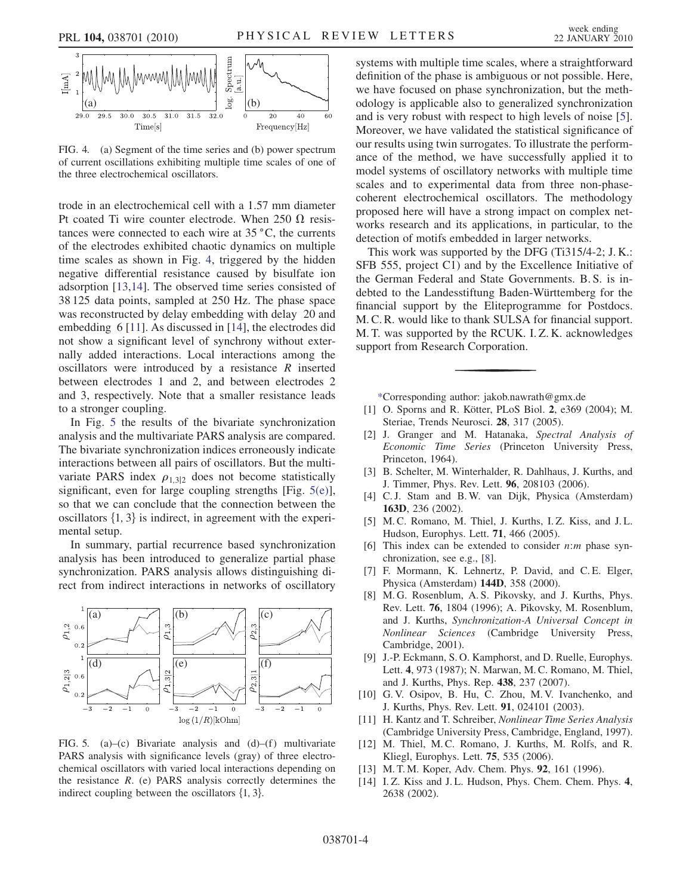FIG. 4. (a) Segment of the time series and (b) power spectrum of current oscillations exhibiting multiple time scales of one of the three electrochemical oscillators.

trode in an electrochemical cell with a 1.57 mm diameter Pt coated Ti wire counter electrode. When 250 $\Omega$ resistances were connected to each wire at 35 °C, the currents of the electrodes exhibited chaotic dynamics on multiple time scales as shown in Fig. 4, triggered by the hidden negative differential resistance caused by bisulfate ion adsorption [13,14]. The observed time series consisted of 38 125 data points, sampled at 250 Hz. The phase space was reconstructed by delay embedding with delay 20 and embedding 6 [11]. As discussed in [14], the electrodes did not show a significant level of synchrony without externally added interactions. Local interactions among the oscillators were introduced by a resistance $R$ inserted between electrodes 1 and 2, and between electrodes 2 and 3, respectively. Note that a smaller resistance leads to a stronger coupling.

In Fig. 5 the results of the bivariate synchronization analysis and the multivariate PARS analysis are compared. The bivariate synchronization indices erroneously indicate interactions between all pairs of oscillators. But the multivariate PARS index $\rho_{1,3|2}$ does not become statistically significant, even for large coupling strengths [Fig. 5(e)], so that we can conclude that the connection between the oscillators $\{1, 3\}$ is indirect, in agreement with the experimental setup.

In summary, partial recurrence based synchronization analysis has been introduced to generalize partial phase synchronization. PARS analysis allows distinguishing direct from indirect interactions in networks of oscillatory systems with multiple time scales, where a straightforward definition of the phase is ambiguous or not possible. Here, we have focused on phase synchronization, but the methodology is applicable also to generalized synchronization and is very robust with respect to high levels of noise [5]. Moreover, we have validated the statistical significance of our results using twin surrogates. To illustrate the performance of the method, we have successfully applied it to model systems of oscillatory networks with multiple time scales and to experimental data from three non-phase-coherent electrochemical oscillators. The methodology proposed here will have a strong impact on complex networks research and its applications, in particular, to the detection of motifs embedded in larger networks.

FIG. 5. (a)–(c) Bivariate analysis and (d)–(f) multivariate PARS analysis with significance levels (gray) of three electrochemical oscillators with varied local interactions depending on the resistance $R$. (e) PARS analysis correctly determines the indirect coupling between the oscillators $\{1, 3\}$.

This work was supported by the DFG (Ti315/4-2; J. K.: SFB 555, project C1) and by the Excellence Initiative of the German Federal and State Governments. B. S. is indebted to the Landesstiftung Baden-Württemberg for the financial support by the Eliteprogramme for Postdocs. M. C. R. would like to thank SULSA for financial support. M. T. was supported by the RCUK. I. Z. K. acknowledges support from Research Corporation.

*Corresponding author: jakob.nawrath@gmx.de

[1] O. Sporns and R. Kötter, PLoS Biol. **2**, e369 (2004); M. Steriae, Trends Neurosci. **28**, 317 (2005).

[2] J. Granger and M. Hatanaka, *Spectral Analysis of Economic Time Series* (Princeton University Press, Princeton, 1964).

[3] B. Schelter, M. Winterhalder, R. Dahlhaus, J. Kurths, and J. Timmer, Phys. Rev. Lett. **96**, 208103 (2006).

[4] C. J. Stam and B. W. van Dijk, Physica (Amsterdam) **163D**, 236 (2002).

[5] M. C. Romano, M. Thiel, J. Kurths, I. Z. Kiss, and J. L. Hudson, Europhys. Lett. **71**, 466 (2005).

[6] This index can be extended to consider $n$:$m$ phase synchronization, see e.g., [8].

[7] F. Mormann, K. Lehnertz, P. David, and C. E. Elger, Physica (Amsterdam) **144D**, 358 (2000).

[8] M. G. Rosenblum, A. S. Pikovsky, and J. Kurths, Phys. Rev. Lett. **76**, 1804 (1996); A. Pikovsky, M. Rosenblum, and J. Kurths, *Synchronization-A Universal Concept in Nonlinear Sciences* (Cambridge University Press, Cambridge, 2001).

[9] J.-P. Eckmann, S. O. Kamphorst, and D. Ruelle, Europhys. Lett. **4**, 973 (1987); N. Marwan, M. C. Romano, M. Thiel, and J. Kurths, Phys. Rep. **438**, 237 (2007).

[10] G. V. Osipov, B. Hu, C. Zhou, M. V. Ivanchenko, and J. Kurths, Phys. Rev. Lett. **91**, 024101 (2003).

[11] H. Kantz and T. Schreiber, *Nonlinear Time Series Analysis* (Cambridge University Press, Cambridge, England, 1997).

[12] M. Thiel, M. C. Romano, J. Kurths, M. Rolfs, and R. Kliegl, Europhys. Lett. **75**, 535 (2006).

[13] M. T. M. Koper, Adv. Chem. Phys. **92**, 161 (1996).

[14] I. Z. Kiss and J. L. Hudson, Phys. Chem. Chem. Phys. **4**, 2638 (2002).